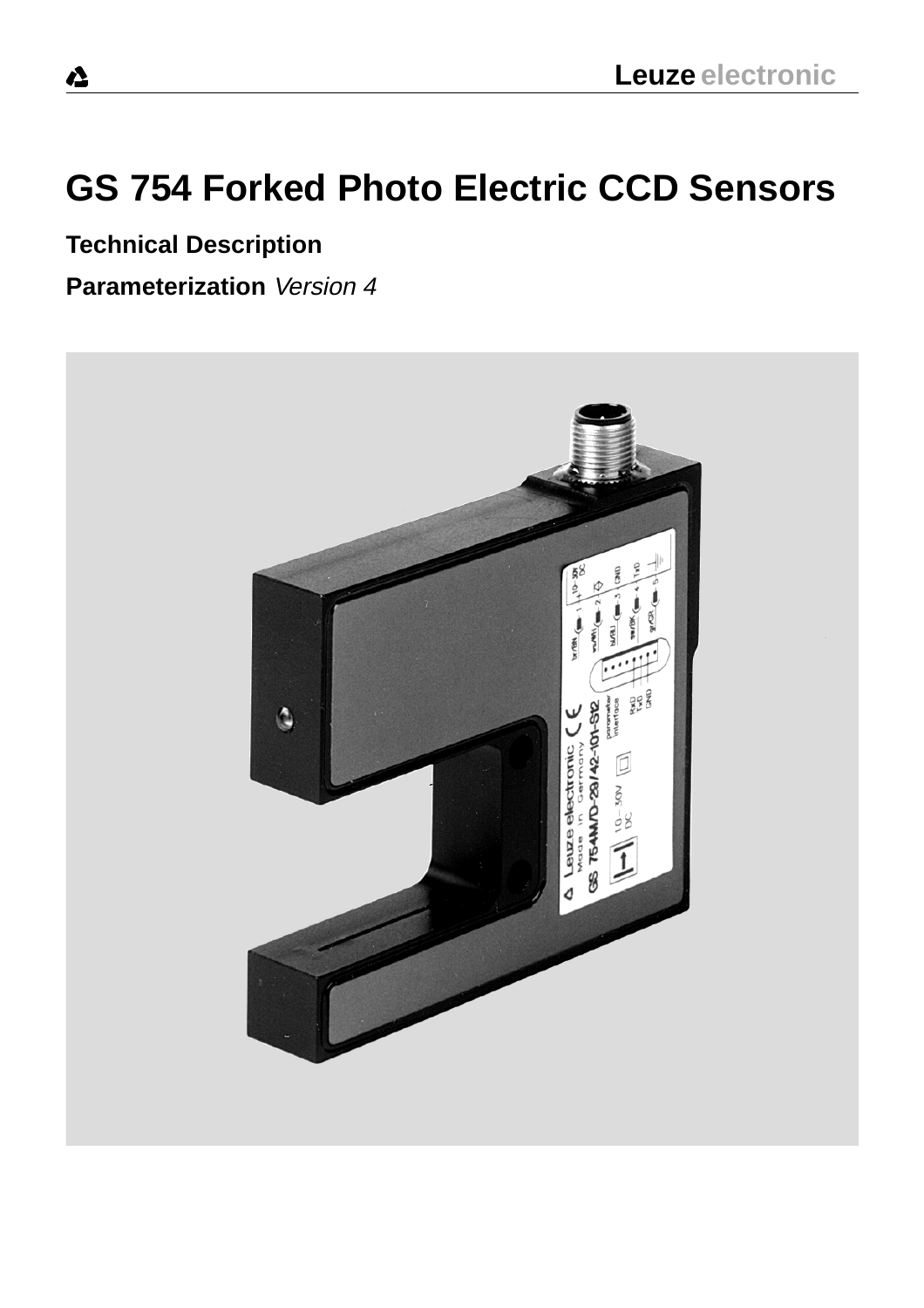# GS 754 Forked Photo Electric CCD Sensors

**Technical Description**

**Parameterization** *Version 4*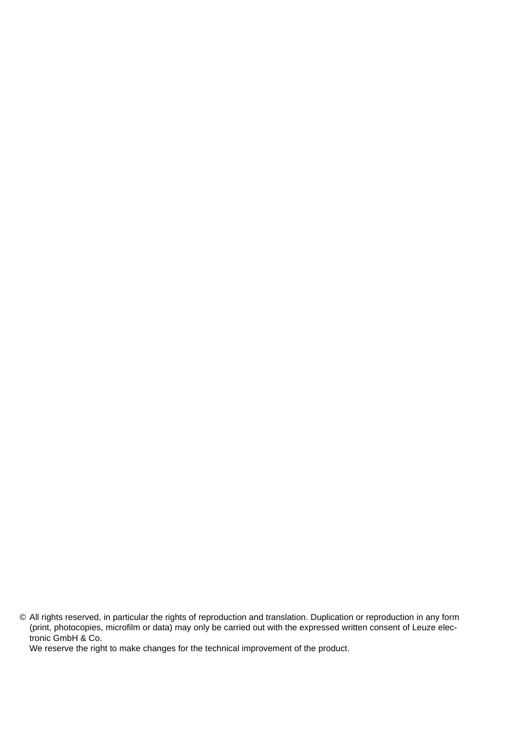© All rights reserved, in particular the rights of reproduction and translation. Duplication or reproduction in any form (print, photocopies, microfilm or data) may only be carried out with the expressed written consent of Leuze electronic GmbH & Co.
We reserve the right to make changes for the technical improvement of the product.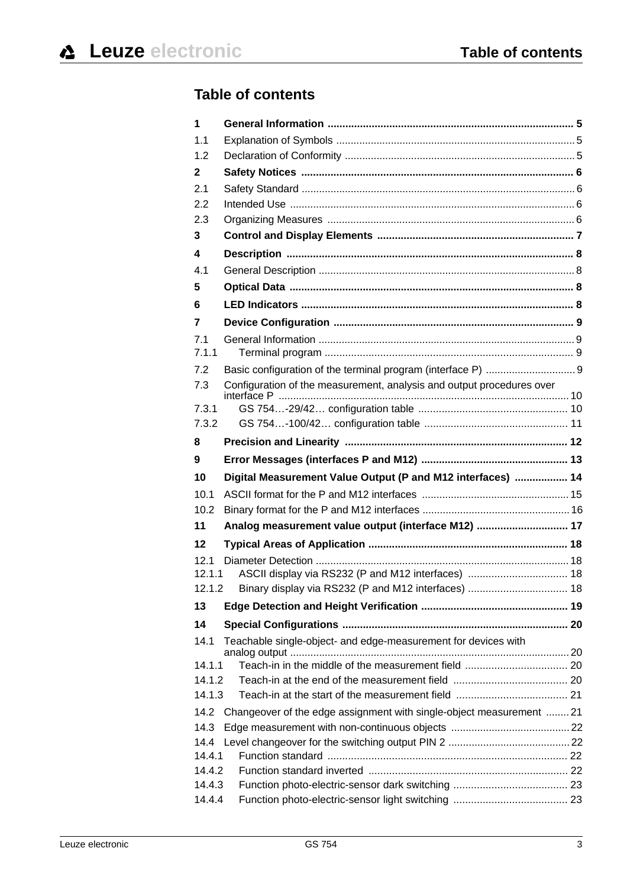# Table of contents

| | | |
|---|---|---|
| **1** | **General Information** | **5** |
| 1.1 | Explanation of Symbols | 5 |
| 1.2 | Declaration of Conformity | 5 |
| **2** | **Safety Notices** | **6** |
| 2.1 | Safety Standard | 6 |
| 2.2 | Intended Use | 6 |
| 2.3 | Organizing Measures | 6 |
| **3** | **Control and Display Elements** | **7** |
| **4** | **Description** | **8** |
| 4.1 | General Description | 8 |
| **5** | **Optical Data** | **8** |
| **6** | **LED Indicators** | **8** |
| **7** | **Device Configuration** | **9** |
| 7.1 | General Information | 9 |
| 7.1.1 | Terminal program | 9 |
| 7.2 | Basic configuration of the terminal program (interface P) | 9 |
| 7.3 | Configuration of the measurement, analysis and output procedures over interface P | 10 |
| 7.3.1 | GS 754…-29/42… configuration table | 10 |
| 7.3.2 | GS 754…-100/42… configuration table | 11 |
| **8** | **Precision and Linearity** | **12** |
| **9** | **Error Messages (interfaces P and M12)** | **13** |
| **10** | **Digital Measurement Value Output (P and M12 interfaces)** | **14** |
| 10.1 | ASCII format for the P and M12 interfaces | 15 |
| 10.2 | Binary format for the P and M12 interfaces | 16 |
| **11** | **Analog measurement value output (interface M12)** | **17** |
| **12** | **Typical Areas of Application** | **18** |
| 12.1 | Diameter Detection | 18 |
| 12.1.1 | ASCII display via RS232 (P and M12 interfaces) | 18 |
| 12.1.2 | Binary display via RS232 (P and M12 interfaces) | 18 |
| **13** | **Edge Detection and Height Verification** | **19** |
| **14** | **Special Configurations** | **20** |
| 14.1 | Teachable single-object- and edge-measurement for devices with analog output | 20 |
| 14.1.1 | Teach-in in the middle of the measurement field | 20 |
| 14.1.2 | Teach-in at the end of the measurement field | 20 |
| 14.1.3 | Teach-in at the start of the measurement field | 21 |
| 14.2 | Changeover of the edge assignment with single-object measurement | 21 |
| 14.3 | Edge measurement with non-continuous objects | 22 |
| 14.4 | Level changeover for the switching output PIN 2 | 22 |
| 14.4.1 | Function standard | 22 |
| 14.4.2 | Function standard inverted | 22 |
| 14.4.3 | Function photo-electric-sensor dark switching | 23 |
| 14.4.4 | Function photo-electric-sensor light switching | 23 |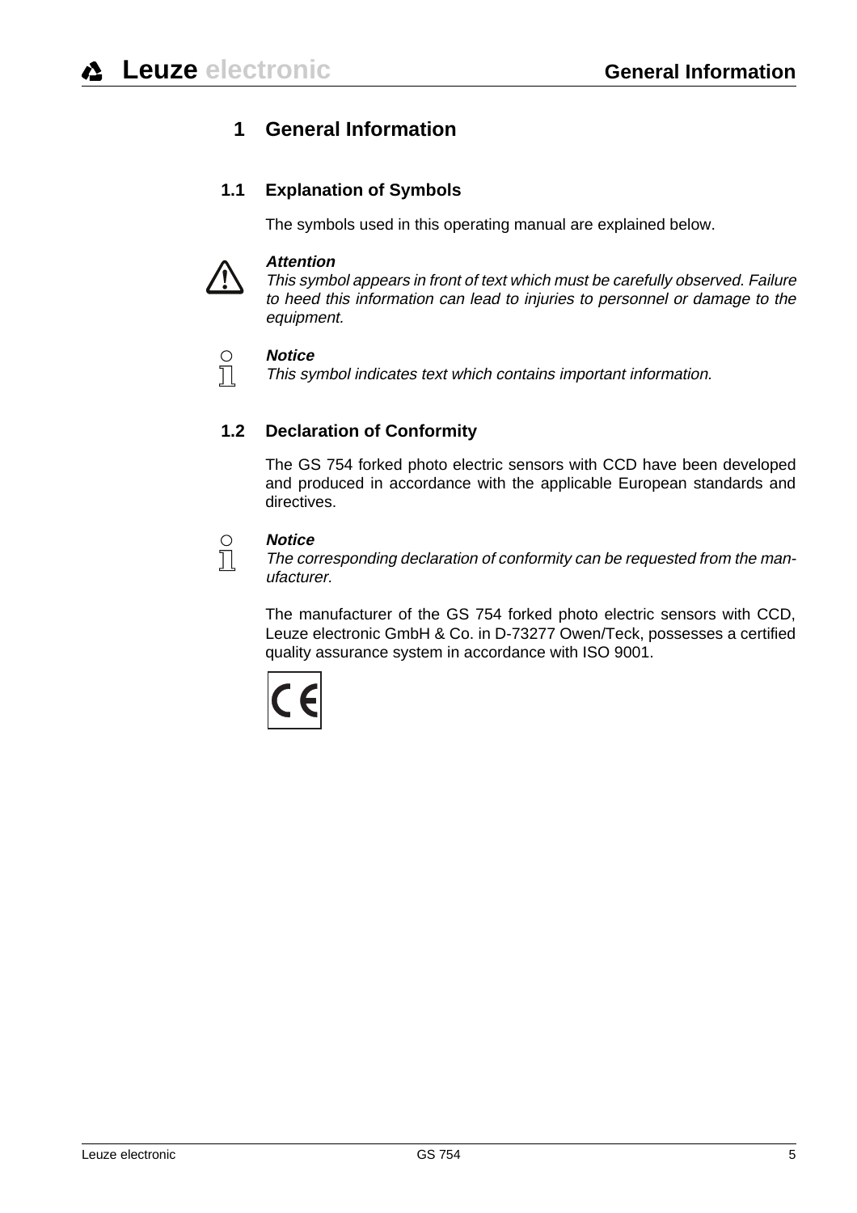# 1 General Information

## 1.1 Explanation of Symbols

The symbols used in this operating manual are explained below.

***Attention***
*This symbol appears in front of text which must be carefully observed. Failure to heed this information can lead to injuries to personnel or damage to the equipment.*

***Notice***
*This symbol indicates text which contains important information.*

## 1.2 Declaration of Conformity

The GS 754 forked photo electric sensors with CCD have been developed and produced in accordance with the applicable European standards and directives.

***Notice***
*The corresponding declaration of conformity can be requested from the manufacturer.*

The manufacturer of the GS 754 forked photo electric sensors with CCD, Leuze electronic GmbH & Co. in D-73277 Owen/Teck, possesses a certified quality assurance system in accordance with ISO 9001.

CE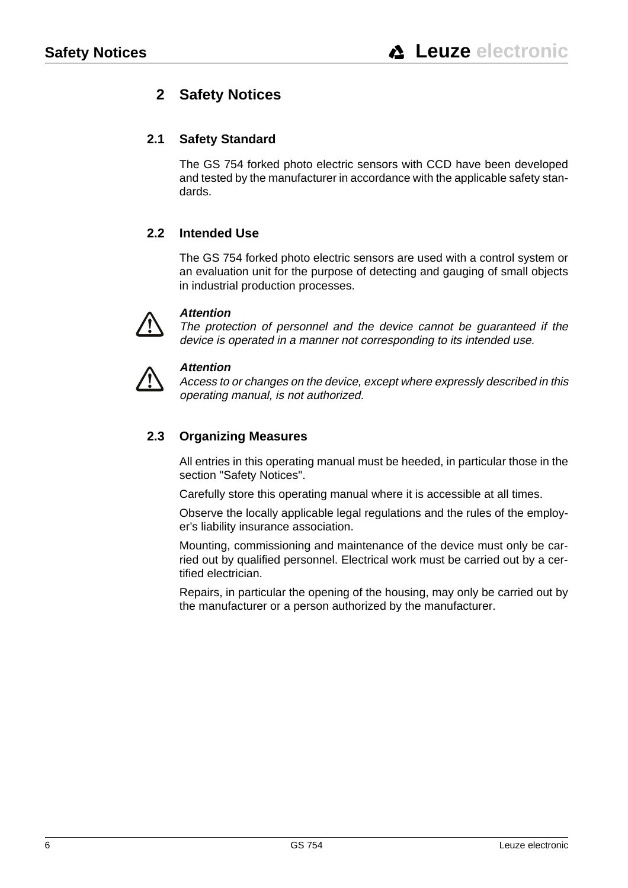# 2 Safety Notices

## 2.1 Safety Standard

The GS 754 forked photo electric sensors with CCD have been developed and tested by the manufacturer in accordance with the applicable safety standards.

## 2.2 Intended Use

The GS 754 forked photo electric sensors are used with a control system or an evaluation unit for the purpose of detecting and gauging of small objects in industrial production processes.

***Attention***
*The protection of personnel and the device cannot be guaranteed if the device is operated in a manner not corresponding to its intended use.*

***Attention***
*Access to or changes on the device, except where expressly described in this operating manual, is not authorized.*

## 2.3 Organizing Measures

All entries in this operating manual must be heeded, in particular those in the section "Safety Notices".

Carefully store this operating manual where it is accessible at all times.

Observe the locally applicable legal regulations and the rules of the employer's liability insurance association.

Mounting, commissioning and maintenance of the device must only be carried out by qualified personnel. Electrical work must be carried out by a certified electrician.

Repairs, in particular the opening of the housing, may only be carried out by the manufacturer or a person authorized by the manufacturer.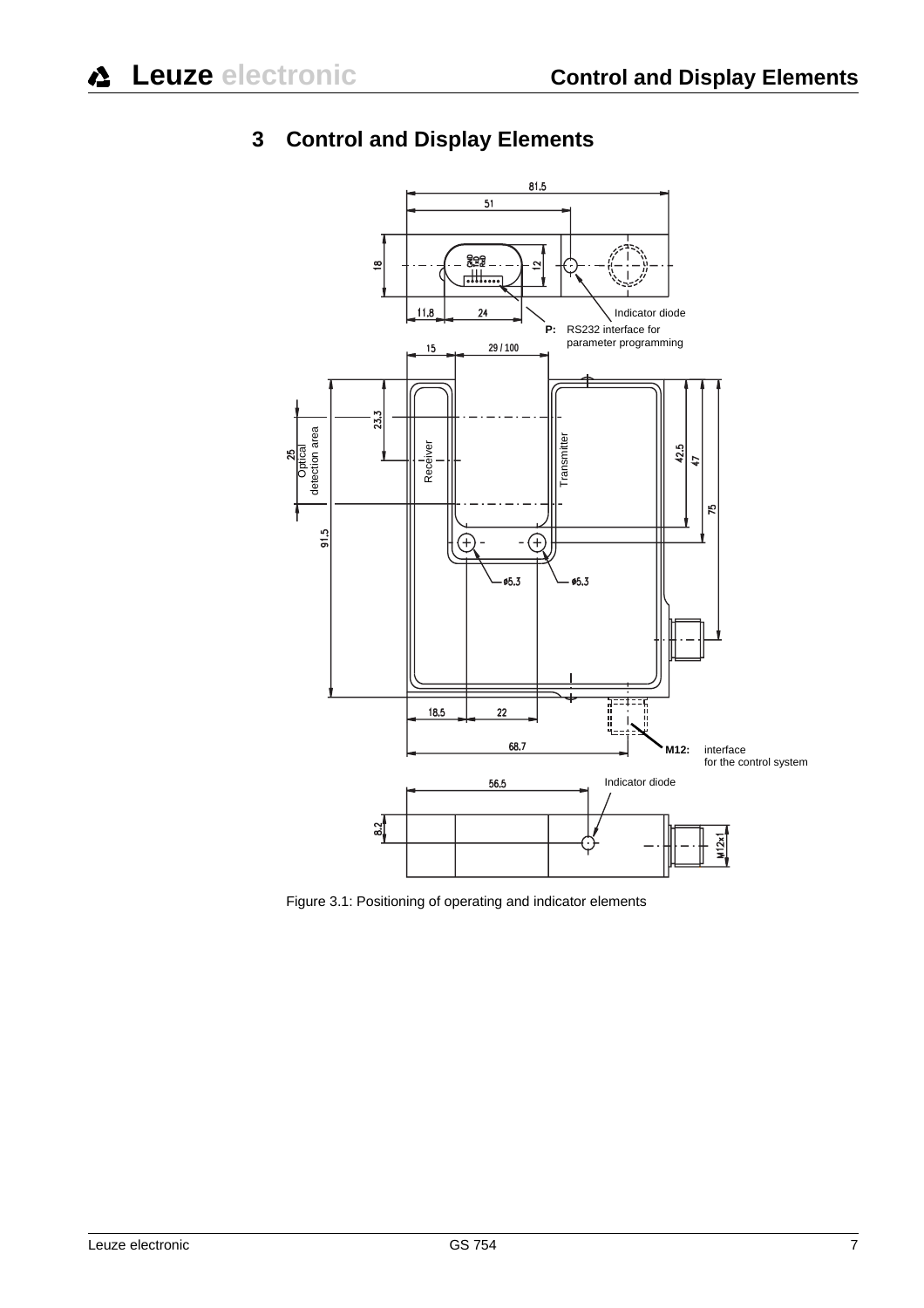# 3 Control and Display Elements

81.5

51

18

12

11.8

24

Indicator diode

**P:** RS232 interface for parameter programming

15

29 / 100

23.3

25 Optical detection area

Receiver

Transmitter

42.5

47

75

91.5

ø5.3

ø5.3

18.5

22

68.7

**M12:** interface for the control system

56.5

Indicator diode

8.2

M12x1

Figure 3.1: Positioning of operating and indicator elements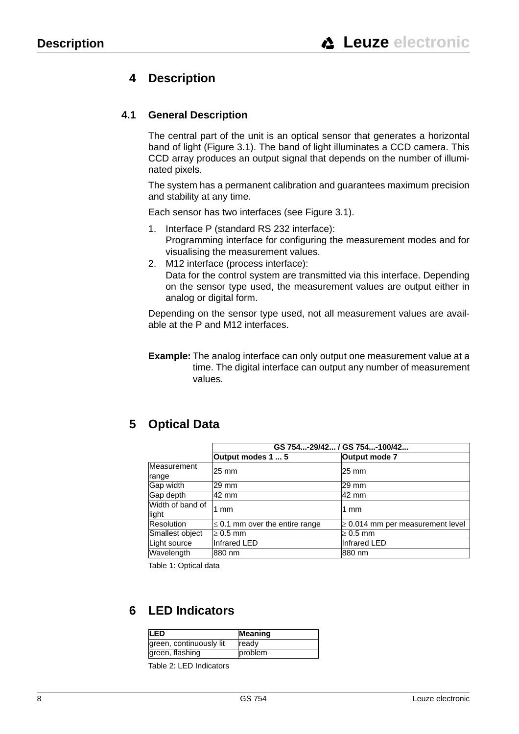# 4 Description

## 4.1 General Description

The central part of the unit is an optical sensor that generates a horizontal band of light (Figure 3.1). The band of light illuminates a CCD camera. This CCD array produces an output signal that depends on the number of illuminated pixels.

The system has a permanent calibration and guarantees maximum precision and stability at any time.

Each sensor has two interfaces (see Figure 3.1).

1. Interface P (standard RS 232 interface):
   Programming interface for configuring the measurement modes and for visualising the measurement values.
2. M12 interface (process interface):
   Data for the control system are transmitted via this interface. Depending on the sensor type used, the measurement values are output either in analog or digital form.

Depending on the sensor type used, not all measurement values are available at the P and M12 interfaces.

**Example:** The analog interface can only output one measurement value at a time. The digital interface can output any number of measurement values.

# 5 Optical Data

| | GS 754...-29/42... / GS 754...-100/42... | |
|---|---|---|
| | **Output modes 1 ... 5** | **Output mode 7** |
| Measurement range | 25 mm | 25 mm |
| Gap width | 29 mm | 29 mm |
| Gap depth | 42 mm | 42 mm |
| Width of band of light | 1 mm | 1 mm |
| Resolution | ≤ 0.1 mm over the entire range | ≥ 0.014 mm per measurement level |
| Smallest object | ≥ 0.5 mm | ≥ 0.5 mm |
| Light source | Infrared LED | Infrared LED |
| Wavelength | 880 nm | 880 nm |

Table 1: Optical data

# 6 LED Indicators

| LED | Meaning |
|---|---|
| green, continuously lit | ready |
| green, flashing | problem |

Table 2: LED Indicators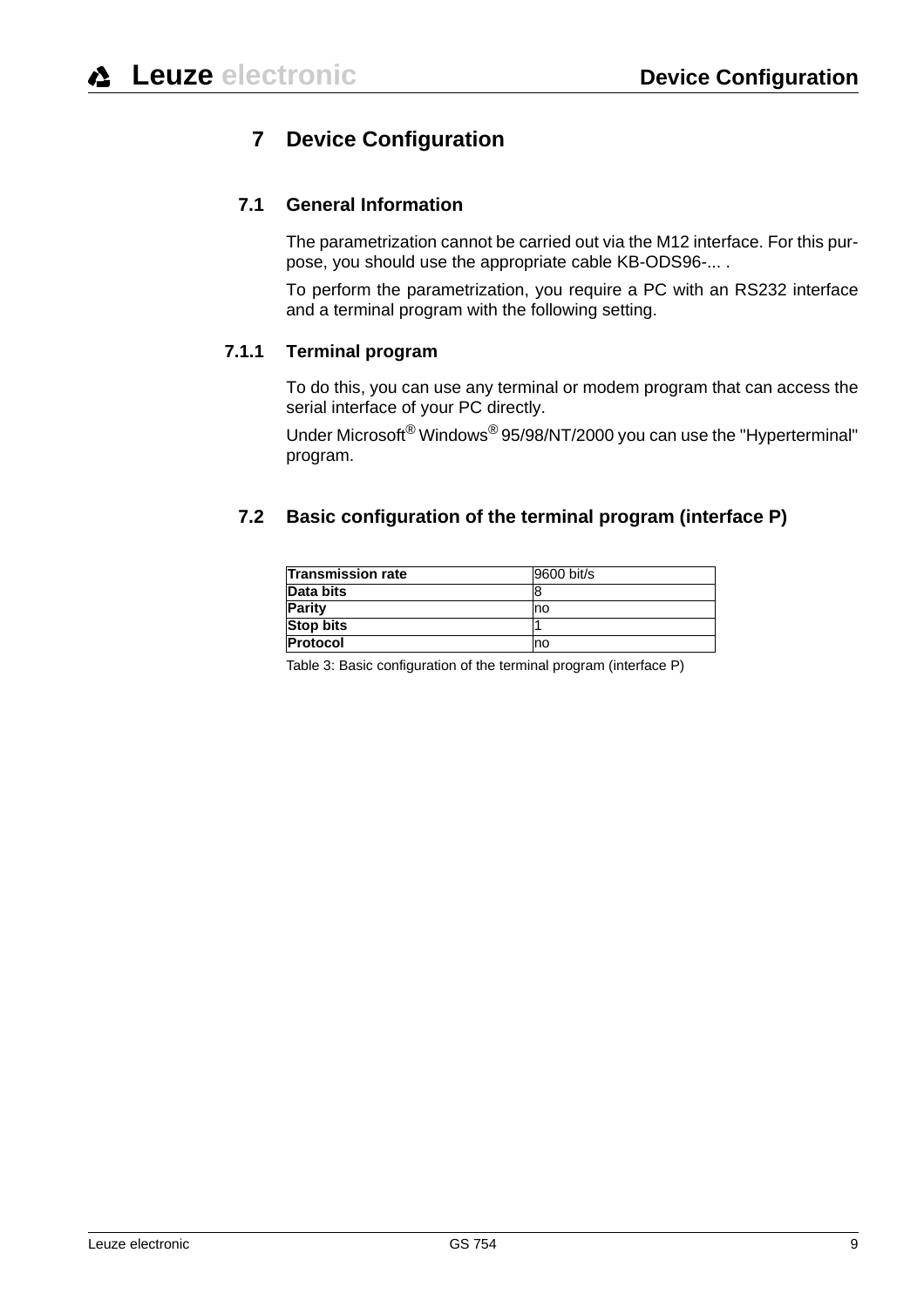# 7 Device Configuration

## 7.1 General Information

The parametrization cannot be carried out via the M12 interface. For this purpose, you should use the appropriate cable KB-ODS96-... .

To perform the parametrization, you require a PC with an RS232 interface and a terminal program with the following setting.

### 7.1.1 Terminal program

To do this, you can use any terminal or modem program that can access the serial interface of your PC directly.

Under Microsoft® Windows® 95/98/NT/2000 you can use the "Hyperterminal" program.

## 7.2 Basic configuration of the terminal program (interface P)

| **Transmission rate** | 9600 bit/s |
|---|---|
| **Data bits** | 8 |
| **Parity** | no |
| **Stop bits** | 1 |
| **Protocol** | no |

Table 3: Basic configuration of the terminal program (interface P)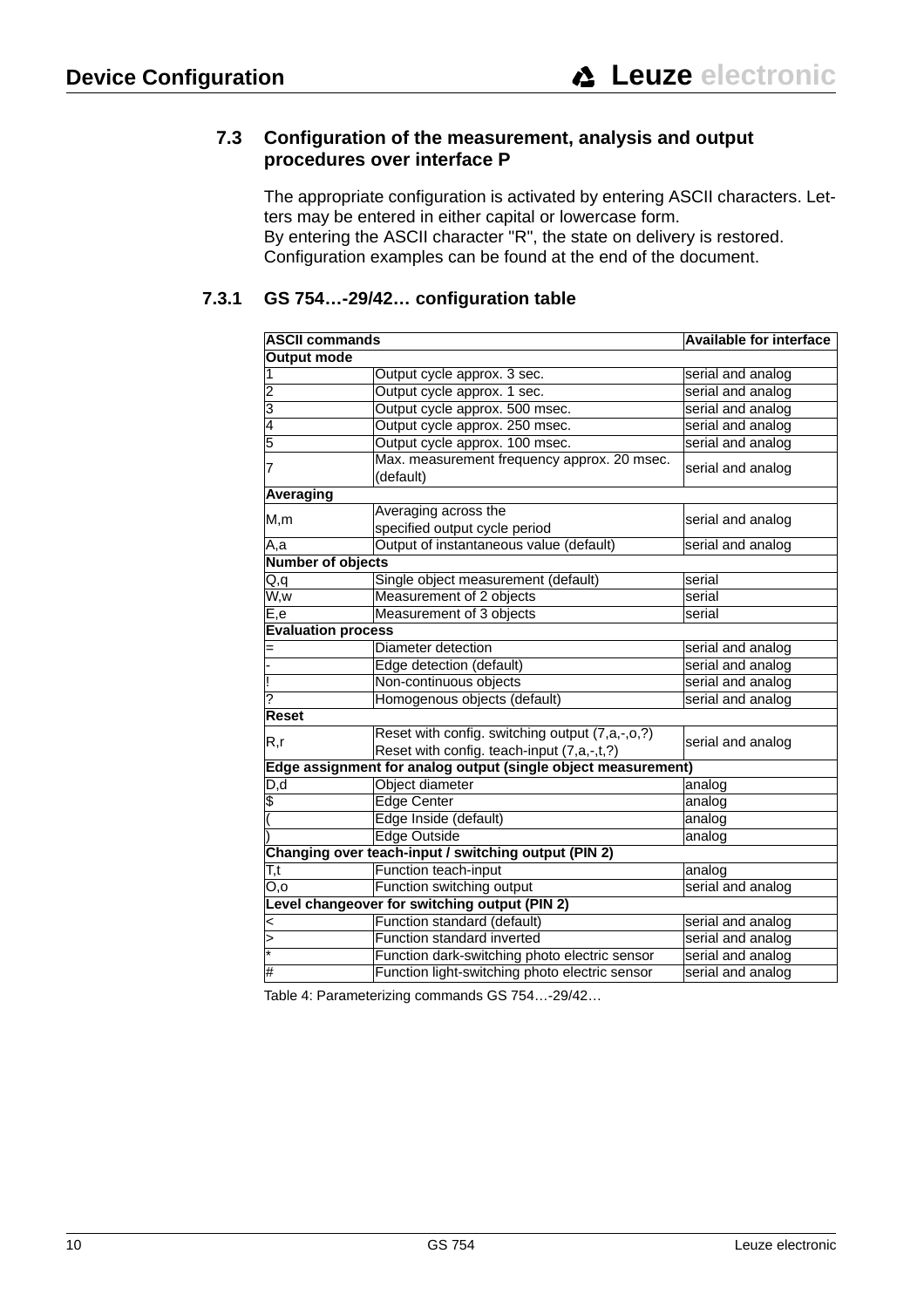## 7.3 Configuration of the measurement, analysis and output procedures over interface P

The appropriate configuration is activated by entering ASCII characters. Letters may be entered in either capital or lowercase form.
By entering the ASCII character "R", the state on delivery is restored.
Configuration examples can be found at the end of the document.

### 7.3.1 GS 754…-29/42… configuration table

| ASCII commands | | Available for interface |
|---|---|---|
| **Output mode** | | |
| 1 | Output cycle approx. 3 sec. | serial and analog |
| 2 | Output cycle approx. 1 sec. | serial and analog |
| 3 | Output cycle approx. 500 msec. | serial and analog |
| 4 | Output cycle approx. 250 msec. | serial and analog |
| 5 | Output cycle approx. 100 msec. | serial and analog |
| 7 | Max. measurement frequency approx. 20 msec. (default) | serial and analog |
| **Averaging** | | |
| M,m | Averaging across the specified output cycle period | serial and analog |
| A,a | Output of instantaneous value (default) | serial and analog |
| **Number of objects** | | |
| Q,q | Single object measurement (default) | serial |
| W,w | Measurement of 2 objects | serial |
| E,e | Measurement of 3 objects | serial |
| **Evaluation process** | | |
| = | Diameter detection | serial and analog |
| - | Edge detection (default) | serial and analog |
| ! | Non-continuous objects | serial and analog |
| ? | Homogenous objects (default) | serial and analog |
| **Reset** | | |
| R,r | Reset with config. switching output (7,a,-,o,?)<br>Reset with config. teach-input (7,a,-,t,?) | serial and analog |
| **Edge assignment for analog output (single object measurement)** | | |
| D,d | Object diameter | analog |
| $ | Edge Center | analog |
| ( | Edge Inside (default) | analog |
| ) | Edge Outside | analog |
| **Changing over teach-input / switching output (PIN 2)** | | |
| T,t | Function teach-input | analog |
| O,o | Function switching output | serial and analog |
| **Level changeover for switching output (PIN 2)** | | |
| < | Function standard (default) | serial and analog |
| > | Function standard inverted | serial and analog |
| * | Function dark-switching photo electric sensor | serial and analog |
| # | Function light-switching photo electric sensor | serial and analog |

Table 4: Parameterizing commands GS 754…-29/42…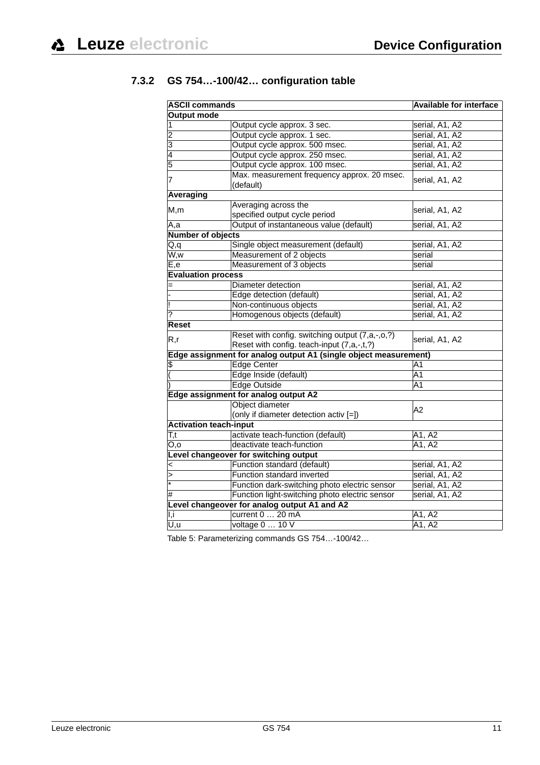### 7.3.2 GS 754…-100/42… configuration table

| ASCII commands | | Available for interface |
|---|---|---|
| **Output mode** | | |
| 1 | Output cycle approx. 3 sec. | serial, A1, A2 |
| 2 | Output cycle approx. 1 sec. | serial, A1, A2 |
| 3 | Output cycle approx. 500 msec. | serial, A1, A2 |
| 4 | Output cycle approx. 250 msec. | serial, A1, A2 |
| 5 | Output cycle approx. 100 msec. | serial, A1, A2 |
| 7 | Max. measurement frequency approx. 20 msec. (default) | serial, A1, A2 |
| **Averaging** | | |
| M,m | Averaging across the specified output cycle period | serial, A1, A2 |
| A,a | Output of instantaneous value (default) | serial, A1, A2 |
| **Number of objects** | | |
| Q,q | Single object measurement (default) | serial, A1, A2 |
| W,w | Measurement of 2 objects | serial |
| E,e | Measurement of 3 objects | serial |
| **Evaluation process** | | |
| = | Diameter detection | serial, A1, A2 |
| - | Edge detection (default) | serial, A1, A2 |
| ! | Non-continuous objects | serial, A1, A2 |
| ? | Homogenous objects (default) | serial, A1, A2 |
| **Reset** | | |
| R,r | Reset with config. switching output (7,a,-,o,?) Reset with config. teach-input (7,a,-,t,?) | serial, A1, A2 |
| **Edge assignment for analog output A1 (single object measurement)** | | |
| $ | Edge Center | A1 |
| ( | Edge Inside (default) | A1 |
| ) | Edge Outside | A1 |
| **Edge assignment for analog output A2** | | |
| | Object diameter (only if diameter detection activ [=]) | A2 |
| **Activation teach-input** | | |
| T,t | activate teach-function (default) | A1, A2 |
| O,o | deactivate teach-function | A1, A2 |
| **Level changeover for switching output** | | |
| < | Function standard (default) | serial, A1, A2 |
| > | Function standard inverted | serial, A1, A2 |
| * | Function dark-switching photo electric sensor | serial, A1, A2 |
| # | Function light-switching photo electric sensor | serial, A1, A2 |
| **Level changeover for analog output A1 and A2** | | |
| I,i | current 0 … 20 mA | A1, A2 |
| U,u | voltage 0 … 10 V | A1, A2 |

Table 5: Parameterizing commands GS 754…-100/42…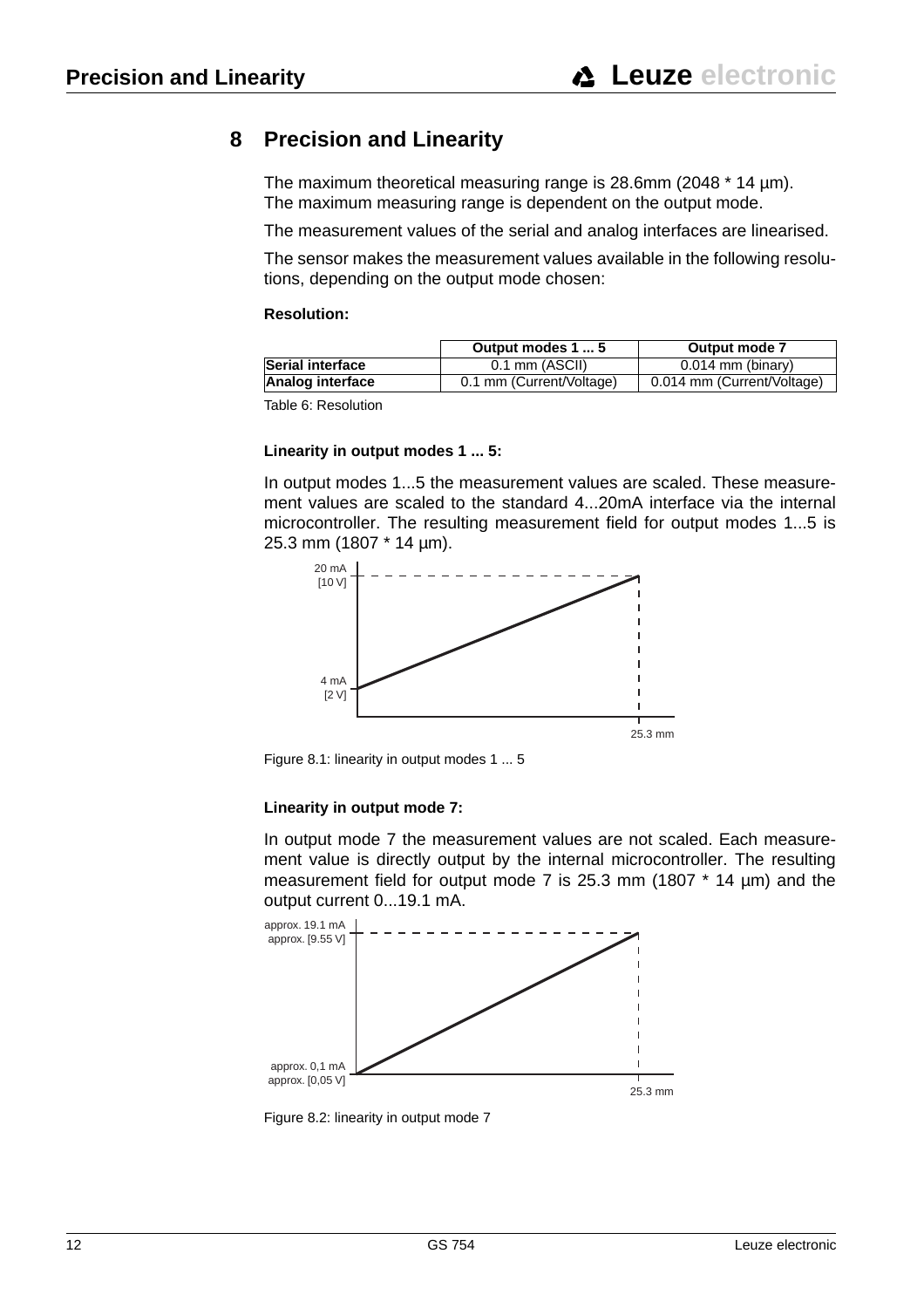# 8 Precision and Linearity

The maximum theoretical measuring range is 28.6mm (2048 * 14 µm).
The maximum measuring range is dependent on the output mode.

The measurement values of the serial and analog interfaces are linearised.

The sensor makes the measurement values available in the following resolutions, depending on the output mode chosen:

**Resolution:**

| | Output modes 1 ... 5 | Output mode 7 |
|---|---|---|
| **Serial interface** | 0.1 mm (ASCII) | 0.014 mm (binary) |
| **Analog interface** | 0.1 mm (Current/Voltage) | 0.014 mm (Current/Voltage) |

Table 6: Resolution

**Linearity in output modes 1 ... 5:**

In output modes 1...5 the measurement values are scaled. These measurement values are scaled to the standard 4...20mA interface via the internal microcontroller. The resulting measurement field for output modes 1...5 is 25.3 mm (1807 * 14 µm).

20 mA
[10 V]

4 mA
[2 V]

25.3 mm

Figure 8.1: linearity in output modes 1 ... 5

**Linearity in output mode 7:**

In output mode 7 the measurement values are not scaled. Each measurement value is directly output by the internal microcontroller. The resulting measurement field for output mode 7 is 25.3 mm (1807 * 14 µm) and the output current 0...19.1 mA.

approx. 19.1 mA
approx. [9.55 V]

approx. 0,1 mA
approx. [0,05 V]

25.3 mm

Figure 8.2: linearity in output mode 7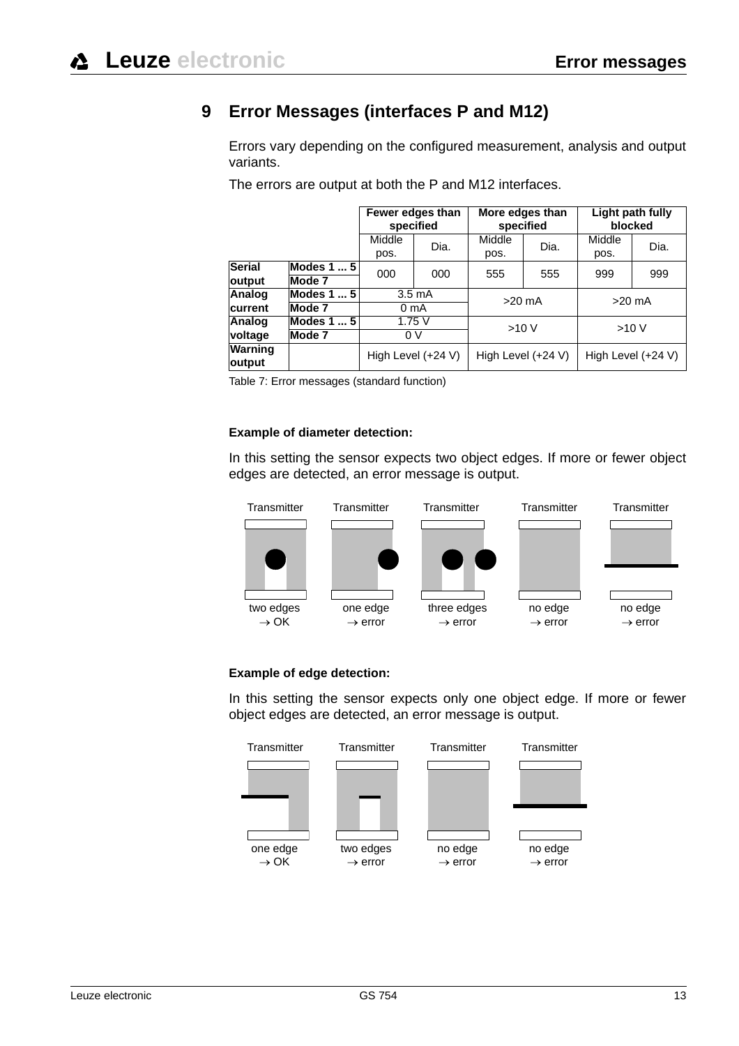# 9 Error Messages (interfaces P and M12)

Errors vary depending on the configured measurement, analysis and output variants.

The errors are output at both the P and M12 interfaces.

| | | Fewer edges than specified | | More edges than specified | | Light path fully blocked | |
|---|---|---|---|---|---|---|---|
| | | Middle pos. | Dia. | Middle pos. | Dia. | Middle pos. | Dia. |
| **Serial output** | **Modes 1 ... 5** | 000 | 000 | 555 | 555 | 999 | 999 |
| | **Mode 7** | | | | | | |
| **Analog current** | **Modes 1 ... 5** | 3.5 mA | | >20 mA | | >20 mA | |
| | **Mode 7** | 0 mA | | | | | |
| **Analog voltage** | **Modes 1 ... 5** | 1.75 V | | >10 V | | >10 V | |
| | **Mode 7** | 0 V | | | | | |
| **Warning output** | | High Level (+24 V) | | High Level (+24 V) | | High Level (+24 V) | |

Table 7: Error messages (standard function)

**Example of diameter detection:**

In this setting the sensor expects two object edges. If more or fewer object edges are detected, an error message is output.

| Transmitter | Transmitter | Transmitter | Transmitter | Transmitter |
|---|---|---|---|---|
| two edges → OK | one edge → error | three edges → error | no edge → error | no edge → error |

**Example of edge detection:**

In this setting the sensor expects only one object edge. If more or fewer object edges are detected, an error message is output.

| Transmitter | Transmitter | Transmitter | Transmitter |
|---|---|---|---|
| one edge → OK | two edges → error | no edge → error | no edge → error |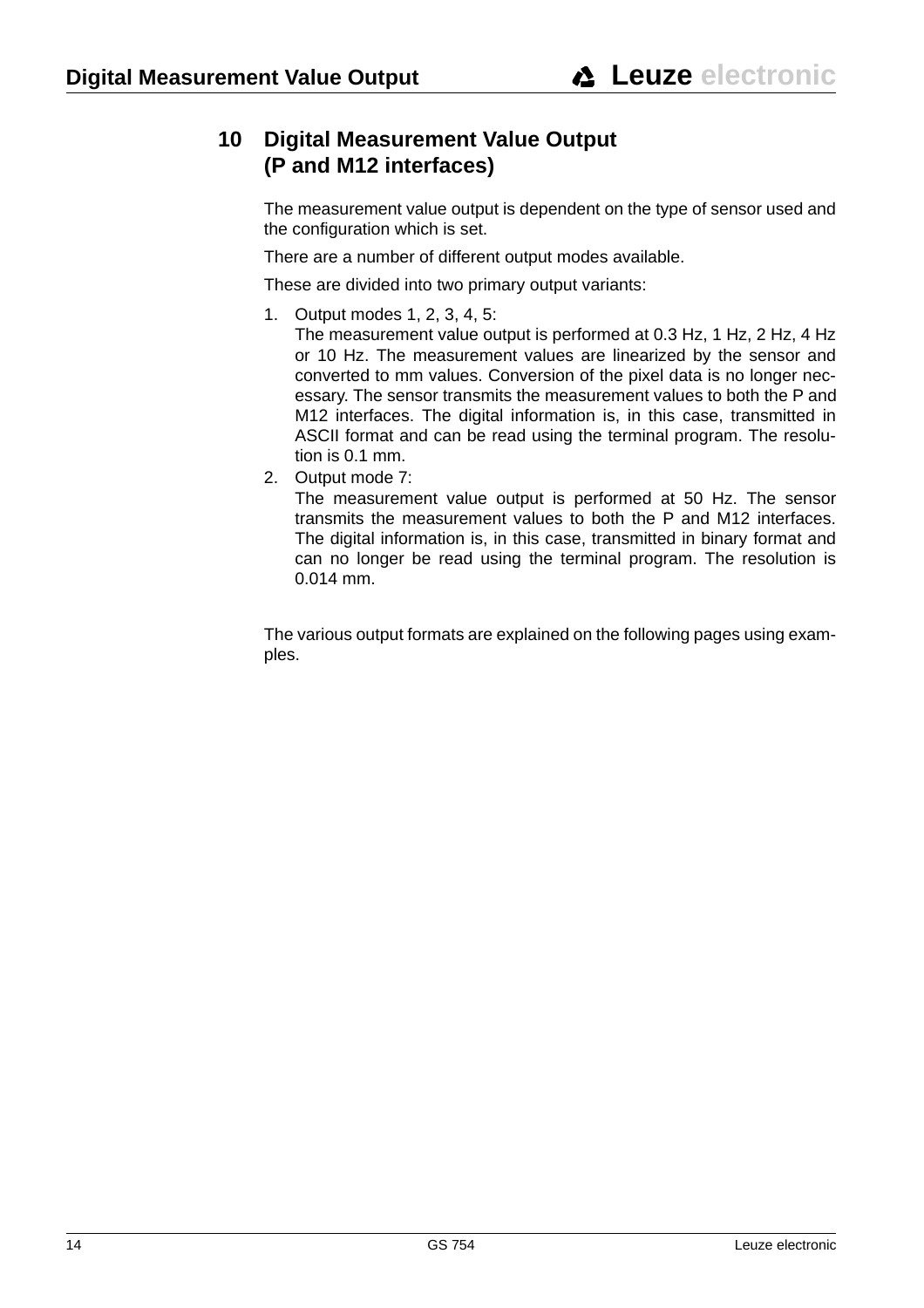# 10 Digital Measurement Value Output (P and M12 interfaces)

The measurement value output is dependent on the type of sensor used and the configuration which is set.

There are a number of different output modes available.

These are divided into two primary output variants:

1. Output modes 1, 2, 3, 4, 5:
   The measurement value output is performed at 0.3 Hz, 1 Hz, 2 Hz, 4 Hz or 10 Hz. The measurement values are linearized by the sensor and converted to mm values. Conversion of the pixel data is no longer necessary. The sensor transmits the measurement values to both the P and M12 interfaces. The digital information is, in this case, transmitted in ASCII format and can be read using the terminal program. The resolution is 0.1 mm.
2. Output mode 7:
   The measurement value output is performed at 50 Hz. The sensor transmits the measurement values to both the P and M12 interfaces. The digital information is, in this case, transmitted in binary format and can no longer be read using the terminal program. The resolution is 0.014 mm.

The various output formats are explained on the following pages using examples.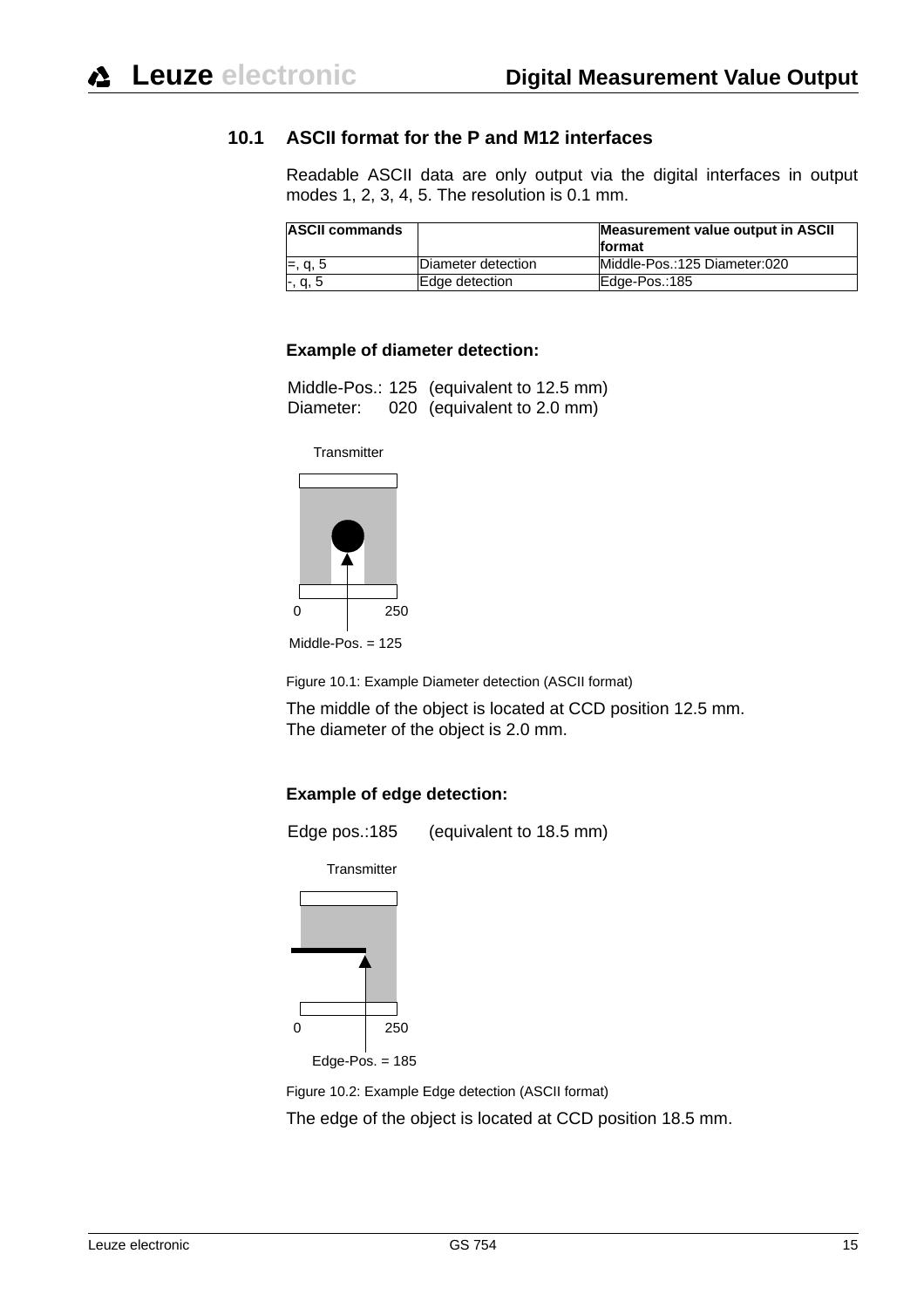### 10.1 ASCII format for the P and M12 interfaces

Readable ASCII data are only output via the digital interfaces in output modes 1, 2, 3, 4, 5. The resolution is 0.1 mm.

| ASCII commands | | Measurement value output in ASCII format |
|---|---|---|
| =, q, 5 | Diameter detection | Middle-Pos.:125 Diameter:020 |
| -, q, 5 | Edge detection | Edge-Pos.:185 |

**Example of diameter detection:**

Middle-Pos.: 125 (equivalent to 12.5 mm)
Diameter: 020 (equivalent to 2.0 mm)

Transmitter

0 250

Middle-Pos. = 125

Figure 10.1: Example Diameter detection (ASCII format)

The middle of the object is located at CCD position 12.5 mm.
The diameter of the object is 2.0 mm.

**Example of edge detection:**

Edge pos.:185 (equivalent to 18.5 mm)

Transmitter

0 250

Edge-Pos. = 185

Figure 10.2: Example Edge detection (ASCII format)

The edge of the object is located at CCD position 18.5 mm.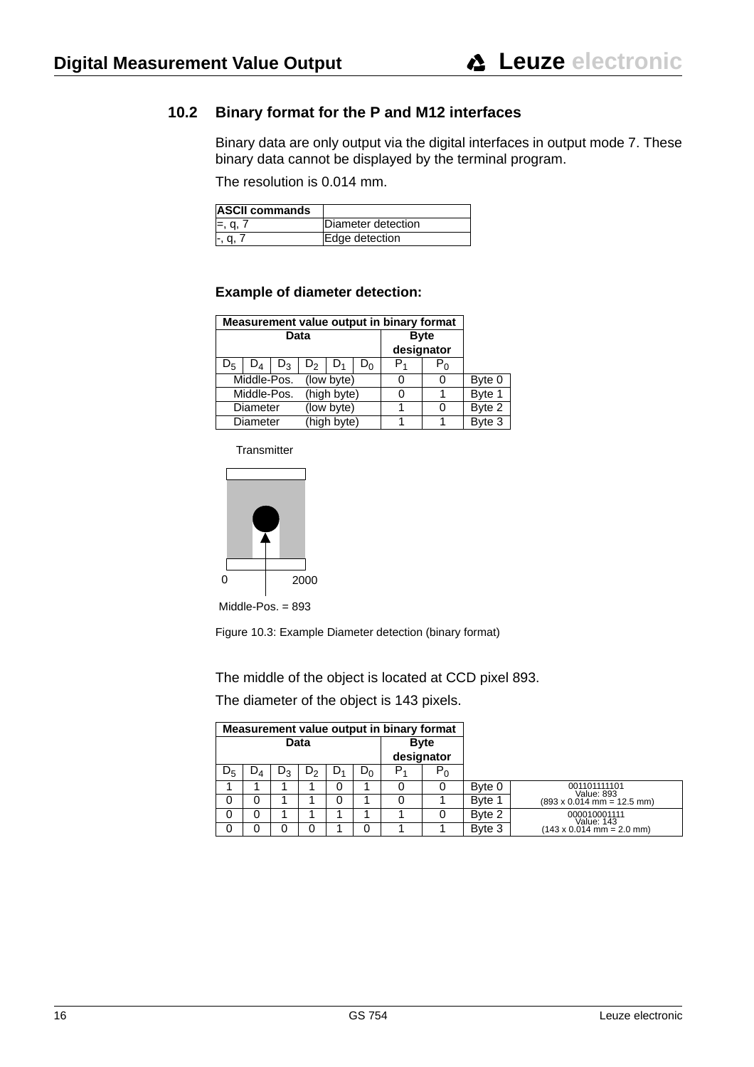## 10.2 Binary format for the P and M12 interfaces

Binary data are only output via the digital interfaces in output mode 7. These binary data cannot be displayed by the terminal program.

The resolution is 0.014 mm.

| ASCII commands | |
|---|---|
| =, q, 7 | Diameter detection |
| -, q, 7 | Edge detection |

**Example of diameter detection:**

| Measurement value output in binary format | | | | | | | | |
|---|---|---|---|---|---|---|---|---|
| Data | | | | | | Byte designator | | |
| $D_5$ | $D_4$ | $D_3$ | $D_2$ | $D_1$ | $D_0$ | $P_1$ | $P_0$ | |
| Middle-Pos. (low byte) | | | | | | 0 | 0 | Byte 0 |
| Middle-Pos. (high byte) | | | | | | 0 | 1 | Byte 1 |
| Diameter (low byte) | | | | | | 1 | 0 | Byte 2 |
| Diameter (high byte) | | | | | | 1 | 1 | Byte 3 |

Transmitter

0 2000

Middle-Pos. = 893

Figure 10.3: Example Diameter detection (binary format)

The middle of the object is located at CCD pixel 893.

The diameter of the object is 143 pixels.

| Measurement value output in binary format | | | | | | | | | |
|---|---|---|---|---|---|---|---|---|---|
| Data | | | | | | Byte designator | | | |
| $D_5$ | $D_4$ | $D_3$ | $D_2$ | $D_1$ | $D_0$ | $P_1$ | $P_0$ | | |
| 1 | 1 | 1 | 1 | 0 | 1 | 0 | 0 | Byte 0 | 001101111101 Value: 893 (893 x 0.014 mm = 12.5 mm) |
| 0 | 0 | 1 | 1 | 0 | 1 | 0 | 1 | Byte 1 | |
| 0 | 0 | 1 | 1 | 1 | 1 | 1 | 0 | Byte 2 | 000010001111 Value: 143 (143 x 0.014 mm = 2.0 mm) |
| 0 | 0 | 0 | 0 | 1 | 0 | 1 | 1 | Byte 3 | |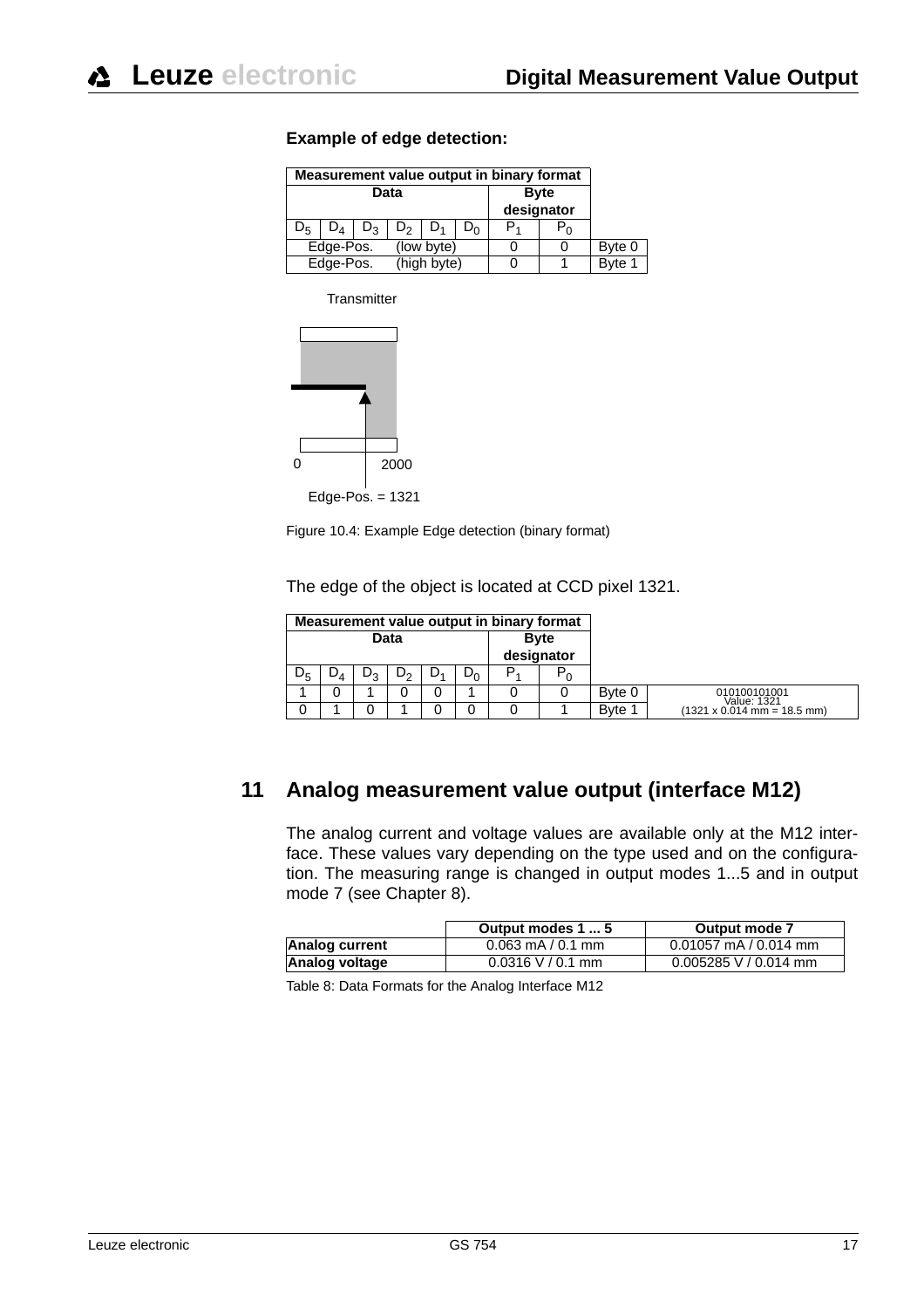**Example of edge detection:**

| Measurement value output in binary format | | | | | | | | |
|---|---|---|---|---|---|---|---|---|
| Data | | | | | | Byte designator | | |
| $D_5$ | $D_4$ | $D_3$ | $D_2$ | $D_1$ | $D_0$ | $P_1$ | $P_0$ | |
| Edge-Pos. (low byte) | | | | | | 0 | 0 | Byte 0 |
| Edge-Pos. (high byte) | | | | | | 0 | 1 | Byte 1 |

Transmitter

0 2000

Edge-Pos. = 1321

Figure 10.4: Example Edge detection (binary format)

The edge of the object is located at CCD pixel 1321.

| Measurement value output in binary format | | | | | | | | | |
|---|---|---|---|---|---|---|---|---|---|
| Data | | | | | | Byte designator | | | |
| $D_5$ | $D_4$ | $D_3$ | $D_2$ | $D_1$ | $D_0$ | $P_1$ | $P_0$ | | |
| 1 | 0 | 1 | 0 | 0 | 1 | 0 | 0 | Byte 0 | 010100101001 Value: 1321 (1321 x 0.014 mm = 18.5 mm) |
| 0 | 1 | 0 | 1 | 0 | 0 | 0 | 1 | Byte 1 | |

# 11 Analog measurement value output (interface M12)

The analog current and voltage values are available only at the M12 interface. These values vary depending on the type used and on the configuration. The measuring range is changed in output modes 1...5 and in output mode 7 (see Chapter 8).

| | Output modes 1 ... 5 | Output mode 7 |
|---|---|---|
| **Analog current** | 0.063 mA / 0.1 mm | 0.01057 mA / 0.014 mm |
| **Analog voltage** | 0.0316 V / 0.1 mm | 0.005285 V / 0.014 mm |

Table 8: Data Formats for the Analog Interface M12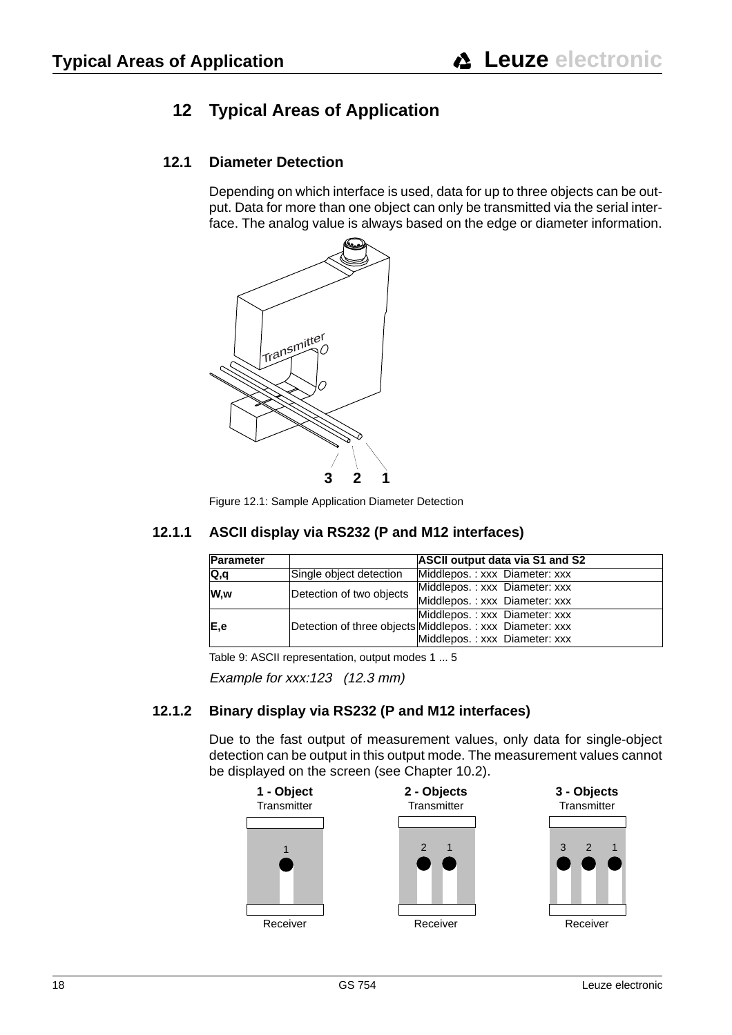# 12 Typical Areas of Application

## 12.1 Diameter Detection

Depending on which interface is used, data for up to three objects can be output. Data for more than one object can only be transmitted via the serial interface. The analog value is always based on the edge or diameter information.

Figure 12.1: Sample Application Diameter Detection

### 12.1.1 ASCII display via RS232 (P and M12 interfaces)

| Parameter | | ASCII output data via S1 and S2 |
|---|---|---|
| Q,q | Single object detection | Middlepos. : xxx Diameter: xxx |
| W,w | Detection of two objects | Middlepos. : xxx Diameter: xxx<br>Middlepos. : xxx Diameter: xxx |
| E,e | Detection of three objects | Middlepos. : xxx Diameter: xxx<br>Middlepos. : xxx Diameter: xxx<br>Middlepos. : xxx Diameter: xxx |

Table 9: ASCII representation, output modes 1 ... 5

*Example for xxx:123 (12.3 mm)*

### 12.1.2 Binary display via RS232 (P and M12 interfaces)

Due to the fast output of measurement values, only data for single-object detection can be output in this output mode. The measurement values cannot be displayed on the screen (see Chapter 10.2).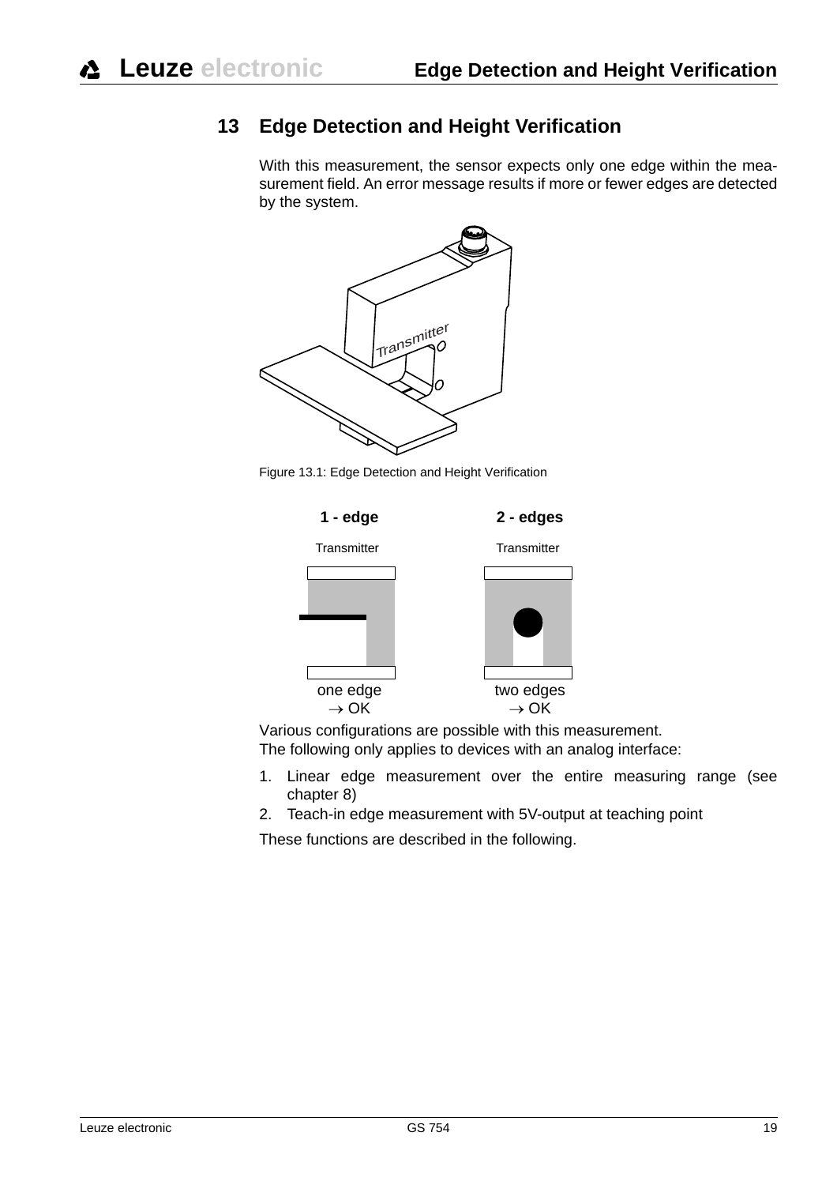## 13 Edge Detection and Height Verification

With this measurement, the sensor expects only one edge within the measurement field. An error message results if more or fewer edges are detected by the system.

Figure 13.1: Edge Detection and Height Verification

**1 - edge** — Transmitter — one edge → OK

**2 - edges** — Transmitter — two edges → OK

Various configurations are possible with this measurement.
The following only applies to devices with an analog interface:

1. Linear edge measurement over the entire measuring range (see chapter 8)
2. Teach-in edge measurement with 5V-output at teaching point

These functions are described in the following.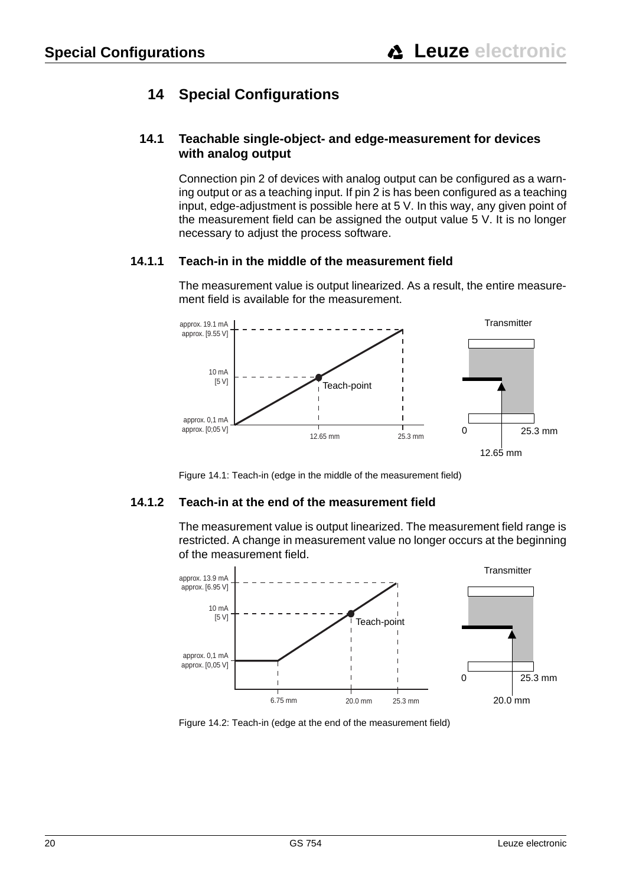# 14 Special Configurations

## 14.1 Teachable single-object- and edge-measurement for devices with analog output

Connection pin 2 of devices with analog output can be configured as a warning output or as a teaching input. If pin 2 is has been configured as a teaching input, edge-adjustment is possible here at 5 V. In this way, any given point of the measurement field can be assigned the output value 5 V. It is no longer necessary to adjust the process software.

### 14.1.1 Teach-in in the middle of the measurement field

The measurement value is output linearized. As a result, the entire measurement field is available for the measurement.

Figure 14.1: Teach-in (edge in the middle of the measurement field)

### 14.1.2 Teach-in at the end of the measurement field

The measurement value is output linearized. The measurement field range is restricted. A change in measurement value no longer occurs at the beginning of the measurement field.

Figure 14.2: Teach-in (edge at the end of the measurement field)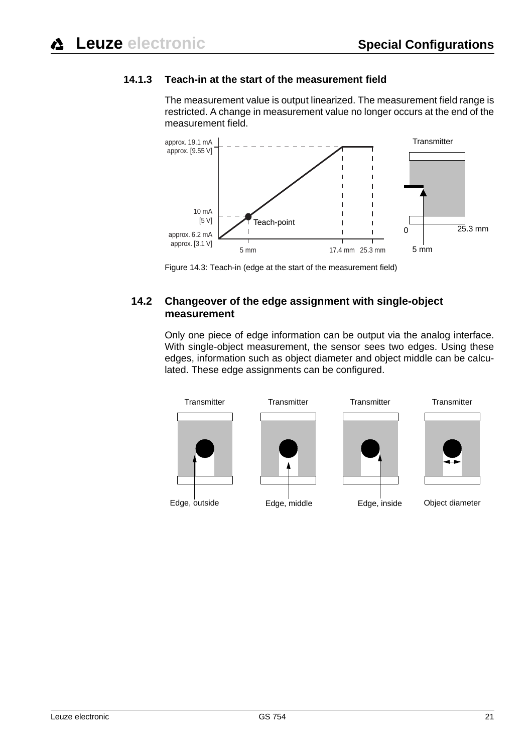### 14.1.3 Teach-in at the start of the measurement field

The measurement value is output linearized. The measurement field range is restricted. A change in measurement value no longer occurs at the end of the measurement field.

Figure 14.3: Teach-in (edge at the start of the measurement field)

## 14.2 Changeover of the edge assignment with single-object measurement

Only one piece of edge information can be output via the analog interface. With single-object measurement, the sensor sees two edges. Using these edges, information such as object diameter and object middle can be calculated. These edge assignments can be configured.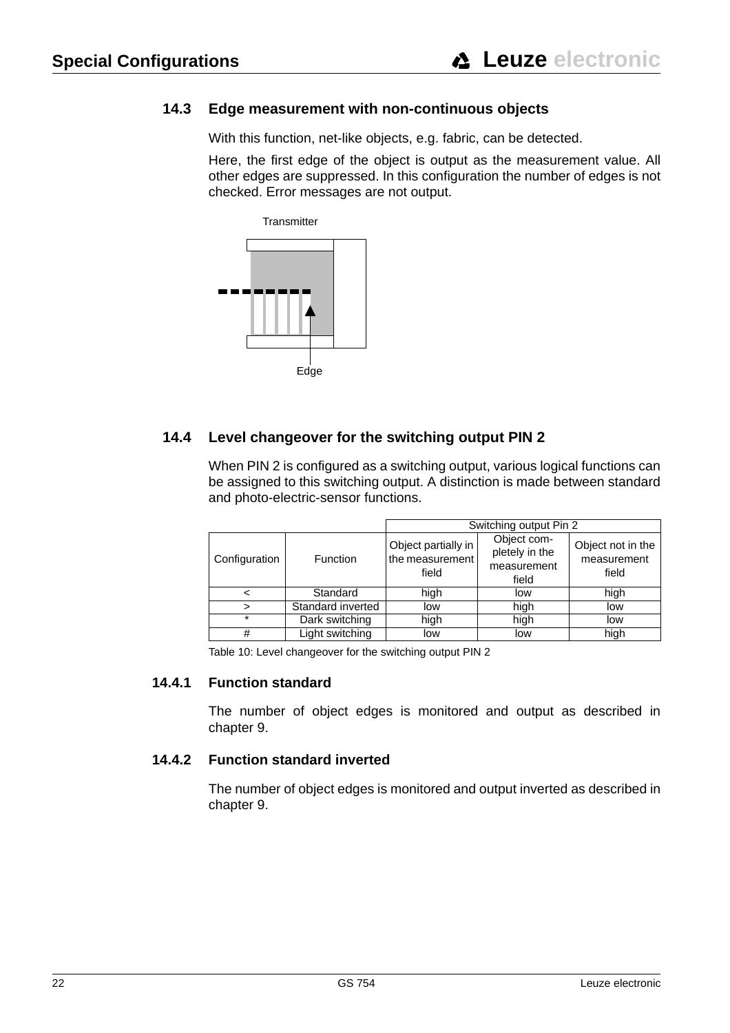## 14.3 Edge measurement with non-continuous objects

With this function, net-like objects, e.g. fabric, can be detected.

Here, the first edge of the object is output as the measurement value. All other edges are suppressed. In this configuration the number of edges is not checked. Error messages are not output.

Transmitter

Edge

## 14.4 Level changeover for the switching output PIN 2

When PIN 2 is configured as a switching output, various logical functions can be assigned to this switching output. A distinction is made between standard and photo-electric-sensor functions.

| | | Switching output Pin 2 | | |
|---|---|---|---|---|
| Configuration | Function | Object partially in the measurement field | Object completely in the measurement field | Object not in the measurement field |
| < | Standard | high | low | high |
| > | Standard inverted | low | high | low |
| * | Dark switching | high | high | low |
| # | Light switching | low | low | high |

Table 10: Level changeover for the switching output PIN 2

### 14.4.1 Function standard

The number of object edges is monitored and output as described in chapter 9.

### 14.4.2 Function standard inverted

The number of object edges is monitored and output inverted as described in chapter 9.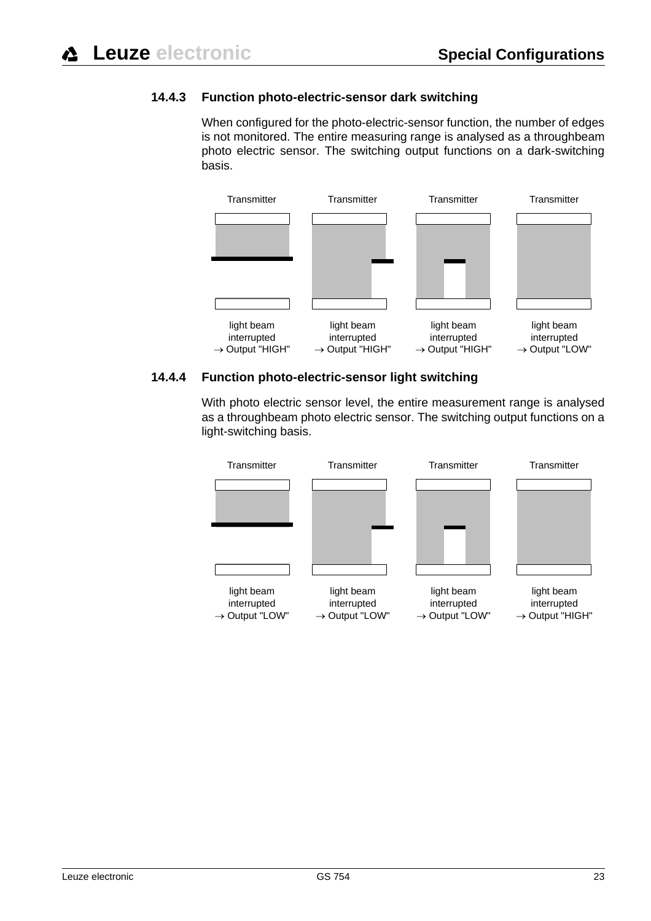### 14.4.3 Function photo-electric-sensor dark switching

When configured for the photo-electric-sensor function, the number of edges is not monitored. The entire measuring range is analysed as a throughbeam photo electric sensor. The switching output functions on a dark-switching basis.

| Transmitter | Transmitter | Transmitter | Transmitter |
|---|---|---|---|
| light beam interrupted → Output "HIGH" | light beam interrupted → Output "HIGH" | light beam interrupted → Output "HIGH" | light beam interrupted → Output "LOW" |

### 14.4.4 Function photo-electric-sensor light switching

With photo electric sensor level, the entire measurement range is analysed as a throughbeam photo electric sensor. The switching output functions on a light-switching basis.

| Transmitter | Transmitter | Transmitter | Transmitter |
|---|---|---|---|
| light beam interrupted → Output "LOW" | light beam interrupted → Output "LOW" | light beam interrupted → Output "LOW" | light beam interrupted → Output "HIGH" |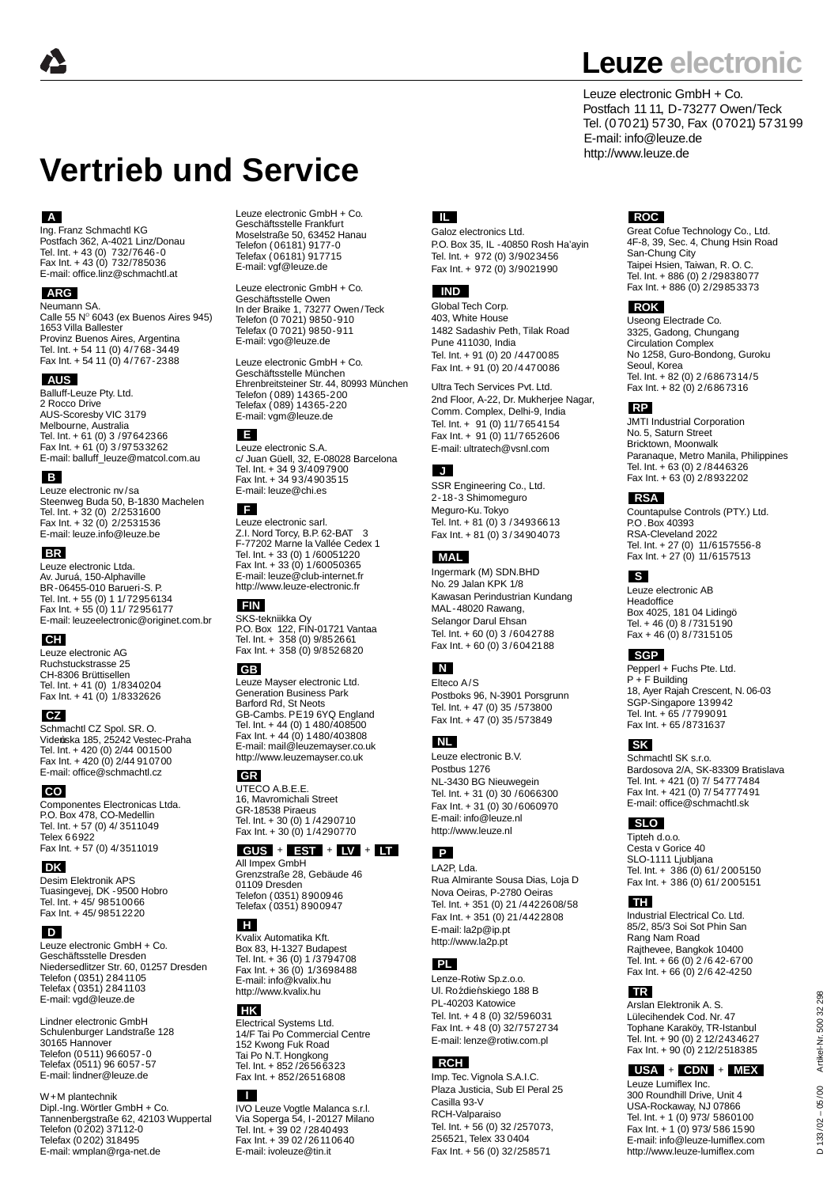# Leuze electronic

Leuze electronic GmbH + Co.
Postfach 11 11, D-73277 Owen/Teck
Tel. (07021) 5730, Fax (07021) 573199
E-mail: info@leuze.de
http://www.leuze.de

# Vertrieb und Service

**A**
Ing. Franz Schmachtl KG
Postfach 362, A-4021 Linz/Donau
Tel. Int. + 43 (0) 732/7646-0
Fax Int. + 43 (0) 732/785036
E-mail: office.linz@schmachtl.at

**ARG**
Neumann SA.
Calle 55 N° 6043 (ex Buenos Aires 945)
1653 Villa Ballester
Provinz Buenos Aires, Argentina
Tel. Int. + 54 11 (0) 4/768-3449
Fax Int. + 54 11 (0) 4/767-2388

**AUS**
Balluff-Leuze Pty. Ltd.
2 Rocco Drive
AUS-Scoresby VIC 3179
Melbourne, Australia
Tel. Int. + 61 (0) 3 /97642366
Fax Int. + 61 (0) 3 /97533262
E-mail: balluff_leuze@matcol.com.au

**B**
Leuze electronic nv/sa
Steenweg Buda 50, B-1830 Machelen
Tel. Int. + 32 (0) 2/2531600
Fax Int. + 32 (0) 2/2531536
E-mail: leuze.info@leuze.be

**BR**
Leuze electronic Ltda.
Av. Juruá, 150-Alphaville
BR-06455-010 Barueri-S. P.
Tel. Int. + 55 (0) 1 1/72956134
Fax Int. + 55 (0) 1 1/72956177
E-mail: leuzeelectronic@originet.com.br

**CH**
Leuze electronic AG
Ruchstuckstrasse 25
CH-8306 Brüttisellen
Tel. Int. + 41 (0) 1/8340204
Fax Int. + 41 (0) 1/8332626

**CZ**
Schmachtl CZ Spol. SR. O.
Videňska 185, 25242 Vestec-Praha
Tel. Int. + 420 (0) 2/44 001500
Fax Int. + 420 (0) 2/44 910700
E-mail: office@schmachtl.cz

**CO**
Componentes Electronicas Ltda.
P.O. Box 478, CO-Medellin
Tel. Int. + 57 (0) 4/3511049
Telex 66922
Fax Int. + 57 (0) 4/3511019

**DK**
Desim Elektronik APS
Tuasingevej, DK-9500 Hobro
Tel. Int. + 45/ 98510066
Fax Int. + 45/ 98512220

**D**
Leuze electronic GmbH + Co.
Geschäftsstelle Dresden
Niedersedlitzer Str. 60, 01257 Dresden
Telefon (0351) 2841105
Telefax (0351) 2841103
E-mail: vgd@leuze.de

Lindner electronic GmbH
Schulenburger Landstraße 128
30165 Hannover
Telefon (0511) 966057-0
Telefax (0511) 96 6057-57
E-mail: lindner@leuze.de

W+M plantechnik
Dipl.-Ing. Wörtler GmbH + Co.
Tannenbergstraße 62, 42103 Wuppertal
Telefon (0202) 37112-0
Telefax (0202) 318495
E-mail: wmplan@rga-net.de

Leuze electronic GmbH + Co.
Geschäftsstelle Frankfurt
Moselstraße 50, 63452 Hanau
Telefon (06181) 9177-0
Telefax (06181) 917715
E-mail: vgf@leuze.de

Leuze electronic GmbH + Co.
Geschäftsstelle Owen
In der Braike 1, 73277 Owen/Teck
Telefon (07021) 9850-910
Telefax (07021) 9850-911
E-mail: vgo@leuze.de

Leuze electronic GmbH + Co.
Geschäftsstelle München
Ehrenbreitsteiner Str. 44, 80993 München
Telefon (089) 14365-200
Telefax (089) 14365-220
E-mail: vgm@leuze.de

**E**
Leuze electronic S.A.
c/ Juan Güell, 32, E-08028 Barcelona
Tel. Int. + 34 9 3/4097900
Fax Int. + 34 93/4903515
E-mail: leuze@chi.es

**F**
Leuze electronic sarl.
Z.I. Nord Torcy, B.P. 62-BAT 3
F-77202 Marne la Vallée Cedex 1
Tel. Int. + 33 (0) 1/60051220
Fax Int. + 33 (0) 1/60050365
E-mail: leuze@club-internet.fr
http://www.leuze-electronic.fr

**FIN**
SKS-tekniikka Oy
P.O. Box 122, FIN-01721 Vantaa
Tel. Int. + 358 (0) 9/852661
Fax Int. + 358 (0) 9/8526820

**GB**
Leuze Mayser electronic Ltd.
Generation Business Park
Barford Rd, St Neots
GB-Cambs. PE19 6YQ England
Tel. Int. + 44 (0) 1480/408500
Fax Int. + 44 (0) 1480/403808
E-mail: mail@leuzemayser.co.uk
http://www.leuzemayser.co.uk

**GR**
UTECO A.B.E.E.
16, Mavromichali Street
GR-18538 Piraeus
Tel. Int. + 30 (0) 1/4290710
Fax Int. + 30 (0) 1/4290770

**GUS** + **EST** + **LV** + **LT**
All Impex GmbH
Grenzstraße 28, Gebäude 46
01109 Dresden
Telefon (0351) 8900946
Telefax (0351) 8900947

**H**
Kvalix Automatika Kft.
Box 83, H-1327 Budapest
Tel. Int. + 36 (0) 1/3794708
Fax Int. + 36 (0) 1/3698488
E-mail: info@kvalix.hu
http://www.kvalix.hu

**HK**
Electrical Systems Ltd.
14/F Tai Po Commercial Centre
152 Kwong Fuk Road
Tai Po N.T. Hongkong
Tel. Int. + 852/26566323
Fax Int. + 852/26516808

**I**
IVO Leuze Vogtle Malanca s.r.l.
Via Soperga 54, I-20127 Milano
Tel. Int. + 39 02/2840493
Fax Int. + 39 02/26110640
E-mail: ivoleuze@tin.it

**IL**
Galoz electronics Ltd.
P.O. Box 35, IL -40850 Rosh Ha'ayin
Tel. Int. + 972 (0) 3/9023456
Fax Int. + 972 (0) 3/9021990

**IND**
Global Tech Corp.
403, White House
1482 Sadashiv Peth, Tilak Road
Pune 411030, India
Tel. Int. + 91 (0) 20 /4470085
Fax Int. + 91 (0) 20 /4470086

Ultra Tech Services Pvt. Ltd.
2nd Floor, A-22, Dr. Mukherjee Nagar,
Comm. Complex, Delhi-9, India
Tel. Int. + 91 (0) 11/7654154
Fax Int. + 91 (0) 11/7652606
E-mail: ultratech@vsnl.com

**J**
SSR Engineering Co., Ltd.
2-18-3 Shimomeguro
Meguro-Ku. Tokyo
Tel. Int. + 81 (0) 3 /34936613
Fax Int. + 81 (0) 3 /34904073

**MAL**
Ingermark (M) SDN.BHD
No. 29 Jalan KPK 1/8
Kawasan Perindustrian Kundang
MAL-48020 Rawang,
Selangor Darul Ehsan
Tel. Int. + 60 (0) 3 /6042788
Fax Int. + 60 (0) 3 /6042188

**N**
Elteco A/S
Postboks 96, N-3901 Porsgrunn
Tel. Int. + 47 (0) 35 /573800
Fax Int. + 47 (0) 35 /573849

**NL**
Leuze electronic B.V.
Postbus 1276
NL-3430 BG Nieuwegein
Tel. Int. + 31 (0) 30 /6066300
Fax Int. + 31 (0) 30 /6060970
E-mail: info@leuze.nl
http://www.leuze.nl

**P**
LA2P, Lda.
Rua Almirante Sousa Dias, Loja D
Nova Oeiras, P-2780 Oeiras
Tel. Int. + 351 (0) 21 /4422608/58
Fax Int. + 351 (0) 21 /4422808
E-mail: la2p@ip.pt
http://www.la2p.pt

**PL**
Lenze-Rotiw Sp.z.o.o.
Ul. Rożdieńskiego 188 B
PL-40203 Katowice
Tel. Int. + 48 (0) 32/596031
Fax Int. + 48 (0) 32/7572734
E-mail: lenze@rotiw.com.pl

**RCH**
Imp. Tec. Vignola S.A.I.C.
Plaza Justicia, Sub El Peral 25
Casilla 93-V
RCH-Valparaiso
Tel. Int. + 56 (0) 32 /257073,
256521, Telex 330404
Fax Int. + 56 (0) 32 /258571

**ROC**
Great Cofue Technology Co., Ltd.
4F-8, 39, Sec. 4, Chung Hsin Road
San-Chung City
Taipei Hsien, Taiwan, R. O. C.
Tel. Int. + 886 (0) 2 /29838077
Fax Int. + 886 (0) 2/29853373

**ROK**
Useong Electrade Co.
3325, Gadong, Chungang
Circulation Complex
No 1258, Guro-Bondong, Guroku
Seoul, Korea
Tel. Int. + 82 (0) 2 /6867314/5
Fax Int. + 82 (0) 2/6867316

**RP**
JMTI Industrial Corporation
No. 5, Saturn Street
Bricktown, Moonwalk
Paranaque, Metro Manila, Philippines
Tel. Int. + 63 (0) 2 /8446326
Fax Int. + 63 (0) 2 /8932202

**RSA**
Countapulse Controls (PTY.) Ltd.
P.O. Box 40393
RSA-Cleveland 2022
Tel. Int. + 27 (0) 11/6157556-8
Fax Int. + 27 (0) 11/6157513

**S**
Leuze electronic AB
Headoffice
Box 4025, 181 04 Lidingö
Tel. + 46 (0) 8 /7315190
Fax + 46 (0) 8 /7315105

**SGP**
Pepperl + Fuchs Pte. Ltd.
P + F Building
18, Ayer Rajah Crescent, N. 06-03
SGP-Singapore 139942
Tel. Int. + 65 /7799091
Fax Int. + 65 /8731637

**SK**
Schmachtl SK s.r.o.
Bardosova 2/A, SK-83309 Bratislava
Tel. Int. + 421 (0) 7/ 54777484
Fax Int. + 421 (0) 7/ 54777491
E-mail: office@schmachtl.sk

**SLO**
Tipteh d.o.o.
Cesta v Gorice 40
SLO-1111 Ljubljana
Tel. Int. + 386 (0) 61/2005150
Fax Int. + 386 (0) 61/2005151

**TH**
Industrial Electrical Co. Ltd.
85/2, 85/3 Soi Sot Phin San
Rang Nam Road
Rajthevee, Bangkok 10400
Tel. Int. + 66 (0) 2 /642-6700
Fax Int. + 66 (0) 2 /642-4250

**TR**
Arslan Elektronik A. S.
Lülecihendek Cod. Nr. 47
Tophane Karaköy, TR-Istanbul
Tel. Int. + 90 (0) 212/2434627
Fax Int. + 90 (0) 212/2518385

**USA** + **CDN** + **MEX**
Leuze Lumiflex Inc.
300 Roundhill Drive, Unit 4
USA-Rockaway, NJ 07866
Tel. Int. + 1 (0) 973/ 5860100
Fax Int. + 1 (0) 973/ 5861590
E-mail: info@leuze-lumiflex.com
http://www.leuze-lumiflex.com

D 133/02 – 05/00 Artikel-Nr. 500 32 298